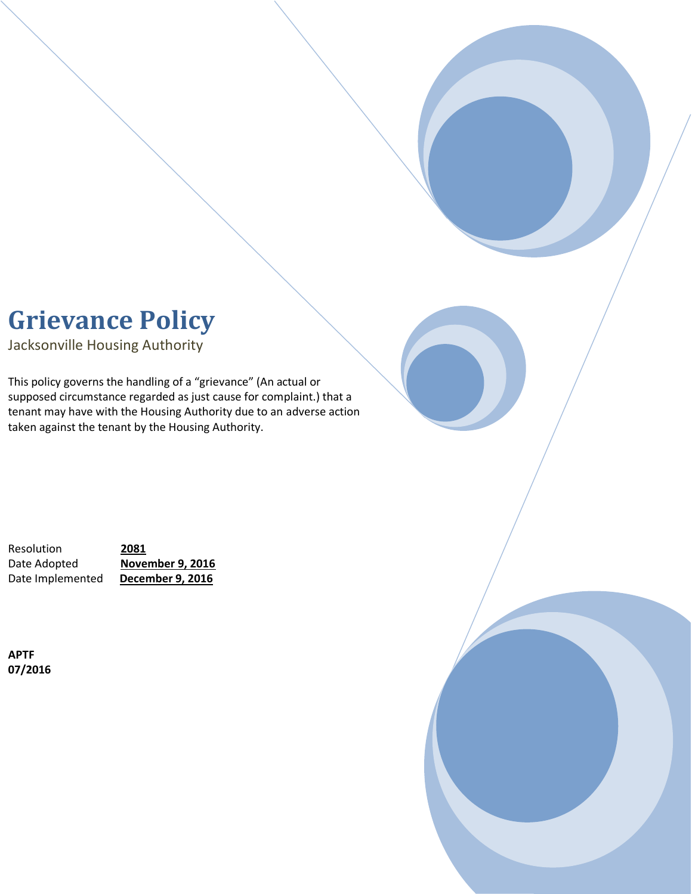# Grievance Policy

Jacksonville Housing Authority

This policy governs the handling of a "grievance" (An actual or supposed circumstance regarded as just cause for complaint.) that a tenant may have with the Housing Authority due to an adverse action taken against the tenant by the Housing Authority.

Resolution **2081**
Date Adopted **November 9, 2016**
Date Implemented **December 9, 2016**

**APTF**
**07/2016**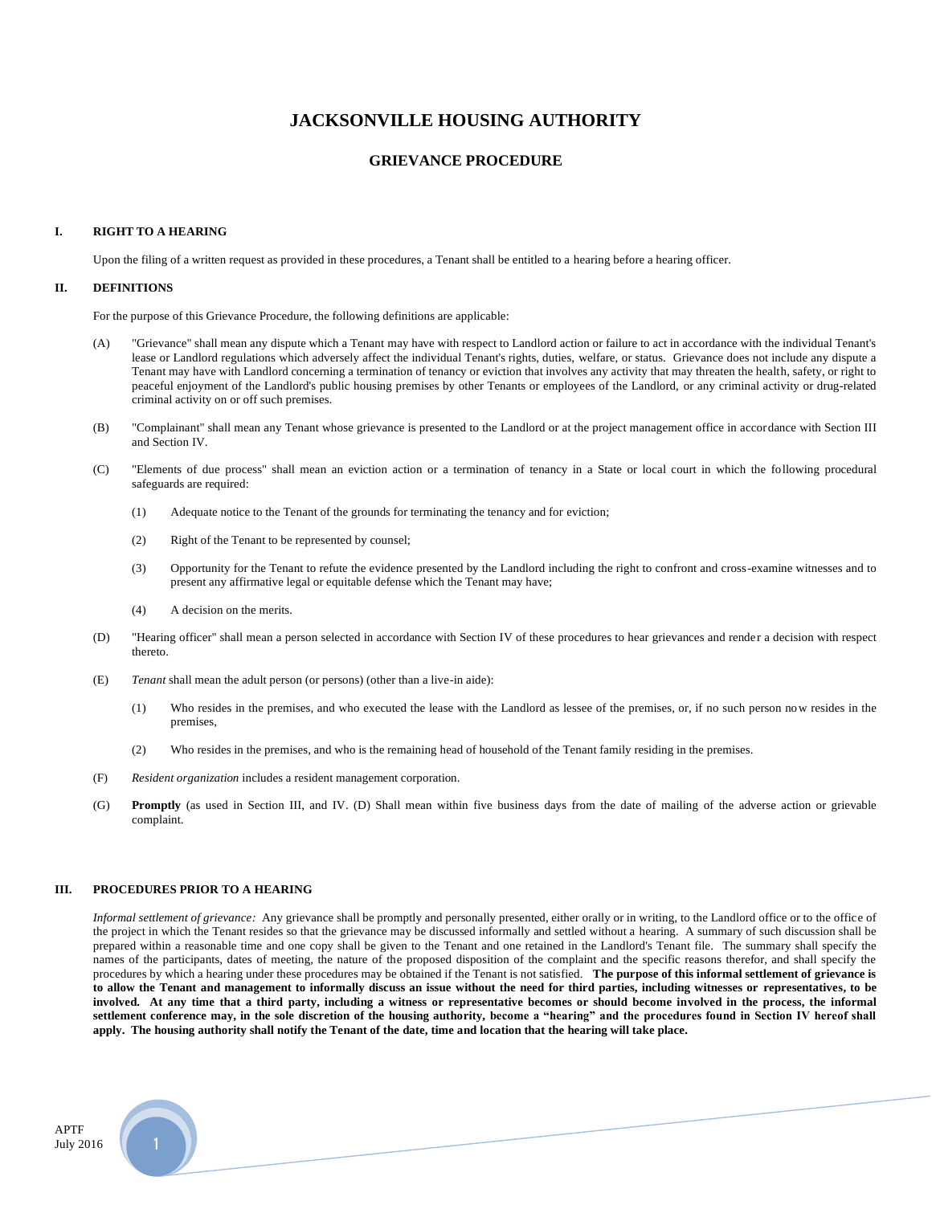# JACKSONVILLE HOUSING AUTHORITY

## GRIEVANCE PROCEDURE

### I. RIGHT TO A HEARING

Upon the filing of a written request as provided in these procedures, a Tenant shall be entitled to a hearing before a hearing officer.

### II. DEFINITIONS

For the purpose of this Grievance Procedure, the following definitions are applicable:

(A) "Grievance" shall mean any dispute which a Tenant may have with respect to Landlord action or failure to act in accordance with the individual Tenant's lease or Landlord regulations which adversely affect the individual Tenant's rights, duties, welfare, or status. Grievance does not include any dispute a Tenant may have with Landlord concerning a termination of tenancy or eviction that involves any activity that may threaten the health, safety, or right to peaceful enjoyment of the Landlord's public housing premises by other Tenants or employees of the Landlord, or any criminal activity or drug-related criminal activity on or off such premises.

(B) "Complainant" shall mean any Tenant whose grievance is presented to the Landlord or at the project management office in accordance with Section III and Section IV.

(C) "Elements of due process" shall mean an eviction action or a termination of tenancy in a State or local court in which the following procedural safeguards are required:

(1) Adequate notice to the Tenant of the grounds for terminating the tenancy and for eviction;

(2) Right of the Tenant to be represented by counsel;

(3) Opportunity for the Tenant to refute the evidence presented by the Landlord including the right to confront and cross-examine witnesses and to present any affirmative legal or equitable defense which the Tenant may have;

(4) A decision on the merits.

(D) "Hearing officer" shall mean a person selected in accordance with Section IV of these procedures to hear grievances and render a decision with respect thereto.

(E) *Tenant* shall mean the adult person (or persons) (other than a live-in aide):

(1) Who resides in the premises, and who executed the lease with the Landlord as lessee of the premises, or, if no such person now resides in the premises,

(2) Who resides in the premises, and who is the remaining head of household of the Tenant family residing in the premises.

(F) *Resident organization* includes a resident management corporation.

(G) **Promptly** (as used in Section III, and IV. (D) Shall mean within five business days from the date of mailing of the adverse action or grievable complaint.

### III. PROCEDURES PRIOR TO A HEARING

*Informal settlement of grievance:* Any grievance shall be promptly and personally presented, either orally or in writing, to the Landlord office or to the office of the project in which the Tenant resides so that the grievance may be discussed informally and settled without a hearing. A summary of such discussion shall be prepared within a reasonable time and one copy shall be given to the Tenant and one retained in the Landlord's Tenant file. The summary shall specify the names of the participants, dates of meeting, the nature of the proposed disposition of the complaint and the specific reasons therefor, and shall specify the procedures by which a hearing under these procedures may be obtained if the Tenant is not satisfied. **The purpose of this informal settlement of grievance is to allow the Tenant and management to informally discuss an issue without the need for third parties, including witnesses or representatives, to be involved. At any time that a third party, including a witness or representative becomes or should become involved in the process, the informal settlement conference may, in the sole discretion of the housing authority, become a "hearing" and the procedures found in Section IV hereof shall apply. The housing authority shall notify the Tenant of the date, time and location that the hearing will take place.**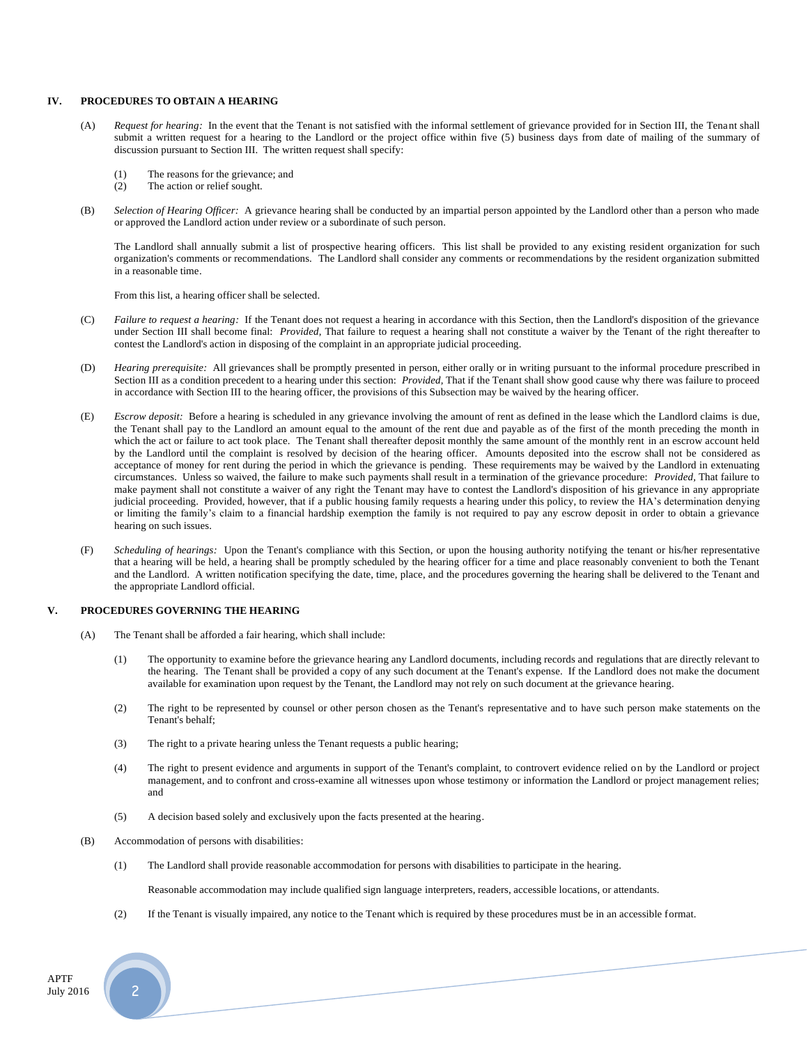## IV. PROCEDURES TO OBTAIN A HEARING

(A) *Request for hearing:* In the event that the Tenant is not satisfied with the informal settlement of grievance provided for in Section III, the Tenant shall submit a written request for a hearing to the Landlord or the project office within five (5) business days from date of mailing of the summary of discussion pursuant to Section III. The written request shall specify:

(1) The reasons for the grievance; and
(2) The action or relief sought.

(B) *Selection of Hearing Officer:* A grievance hearing shall be conducted by an impartial person appointed by the Landlord other than a person who made or approved the Landlord action under review or a subordinate of such person.

The Landlord shall annually submit a list of prospective hearing officers. This list shall be provided to any existing resident organization for such organization's comments or recommendations. The Landlord shall consider any comments or recommendations by the resident organization submitted in a reasonable time.

From this list, a hearing officer shall be selected.

(C) *Failure to request a hearing:* If the Tenant does not request a hearing in accordance with this Section, then the Landlord's disposition of the grievance under Section III shall become final: *Provided,* That failure to request a hearing shall not constitute a waiver by the Tenant of the right thereafter to contest the Landlord's action in disposing of the complaint in an appropriate judicial proceeding.

(D) *Hearing prerequisite:* All grievances shall be promptly presented in person, either orally or in writing pursuant to the informal procedure prescribed in Section III as a condition precedent to a hearing under this section: *Provided,* That if the Tenant shall show good cause why there was failure to proceed in accordance with Section III to the hearing officer, the provisions of this Subsection may be waived by the hearing officer.

(E) *Escrow deposit:* Before a hearing is scheduled in any grievance involving the amount of rent as defined in the lease which the Landlord claims is due, the Tenant shall pay to the Landlord an amount equal to the amount of the rent due and payable as of the first of the month preceding the month in which the act or failure to act took place. The Tenant shall thereafter deposit monthly the same amount of the monthly rent in an escrow account held by the Landlord until the complaint is resolved by decision of the hearing officer. Amounts deposited into the escrow shall not be considered as acceptance of money for rent during the period in which the grievance is pending. These requirements may be waived by the Landlord in extenuating circumstances. Unless so waived, the failure to make such payments shall result in a termination of the grievance procedure: *Provided,* That failure to make payment shall not constitute a waiver of any right the Tenant may have to contest the Landlord's disposition of his grievance in any appropriate judicial proceeding. Provided, however, that if a public housing family requests a hearing under this policy, to review the HA's determination denying or limiting the family's claim to a financial hardship exemption the family is not required to pay any escrow deposit in order to obtain a grievance hearing on such issues.

(F) *Scheduling of hearings:* Upon the Tenant's compliance with this Section, or upon the housing authority notifying the tenant or his/her representative that a hearing will be held, a hearing shall be promptly scheduled by the hearing officer for a time and place reasonably convenient to both the Tenant and the Landlord. A written notification specifying the date, time, place, and the procedures governing the hearing shall be delivered to the Tenant and the appropriate Landlord official.

## V. PROCEDURES GOVERNING THE HEARING

(A) The Tenant shall be afforded a fair hearing, which shall include:

(1) The opportunity to examine before the grievance hearing any Landlord documents, including records and regulations that are directly relevant to the hearing. The Tenant shall be provided a copy of any such document at the Tenant's expense. If the Landlord does not make the document available for examination upon request by the Tenant, the Landlord may not rely on such document at the grievance hearing.

(2) The right to be represented by counsel or other person chosen as the Tenant's representative and to have such person make statements on the Tenant's behalf;

(3) The right to a private hearing unless the Tenant requests a public hearing;

(4) The right to present evidence and arguments in support of the Tenant's complaint, to controvert evidence relied on by the Landlord or project management, and to confront and cross-examine all witnesses upon whose testimony or information the Landlord or project management relies; and

(5) A decision based solely and exclusively upon the facts presented at the hearing.

(B) Accommodation of persons with disabilities:

(1) The Landlord shall provide reasonable accommodation for persons with disabilities to participate in the hearing.

Reasonable accommodation may include qualified sign language interpreters, readers, accessible locations, or attendants.

(2) If the Tenant is visually impaired, any notice to the Tenant which is required by these procedures must be in an accessible format.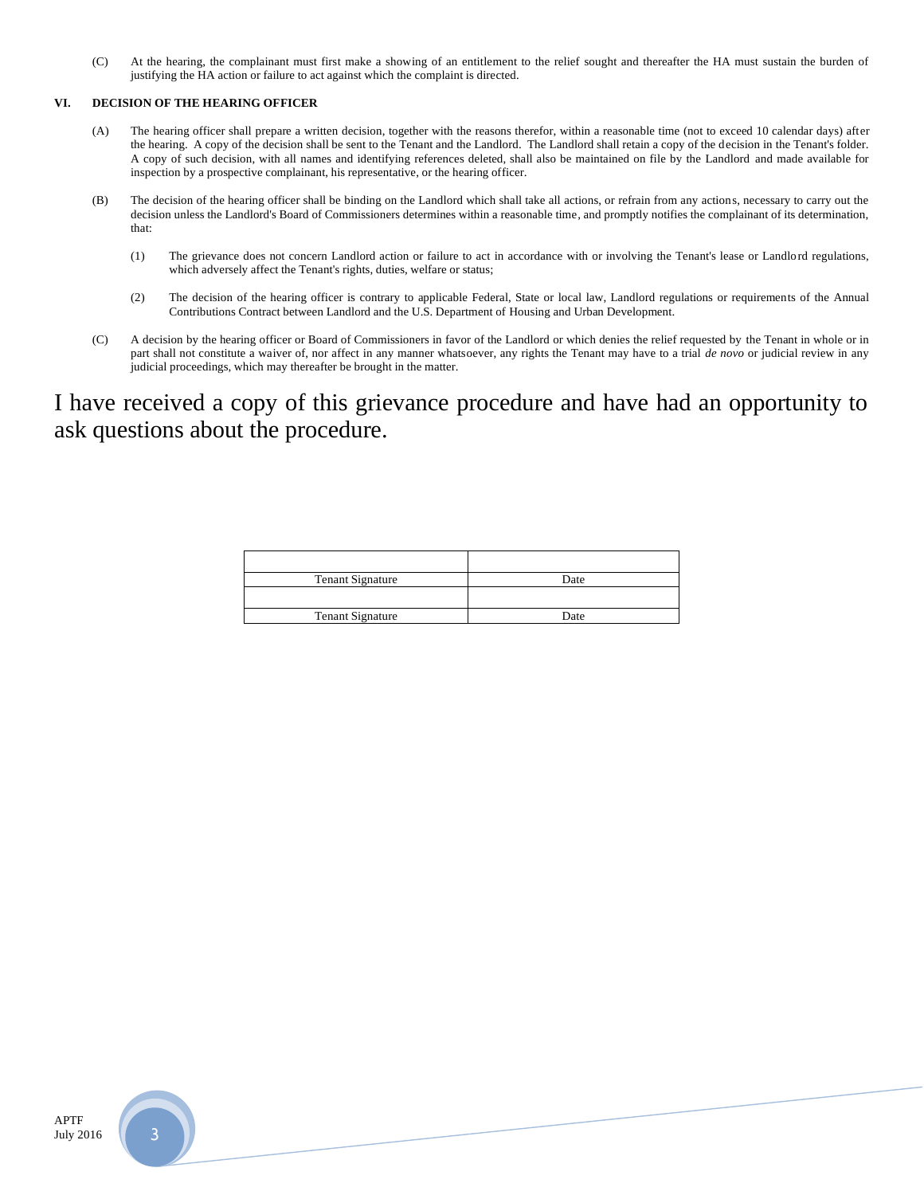(C) At the hearing, the complainant must first make a showing of an entitlement to the relief sought and thereafter the HA must sustain the burden of justifying the HA action or failure to act against which the complaint is directed.

## VI. DECISION OF THE HEARING OFFICER

(A) The hearing officer shall prepare a written decision, together with the reasons therefor, within a reasonable time (not to exceed 10 calendar days) after the hearing. A copy of the decision shall be sent to the Tenant and the Landlord. The Landlord shall retain a copy of the decision in the Tenant's folder. A copy of such decision, with all names and identifying references deleted, shall also be maintained on file by the Landlord and made available for inspection by a prospective complainant, his representative, or the hearing officer.

(B) The decision of the hearing officer shall be binding on the Landlord which shall take all actions, or refrain from any actions, necessary to carry out the decision unless the Landlord's Board of Commissioners determines within a reasonable time, and promptly notifies the complainant of its determination, that:

(1) The grievance does not concern Landlord action or failure to act in accordance with or involving the Tenant's lease or Landlord regulations, which adversely affect the Tenant's rights, duties, welfare or status;

(2) The decision of the hearing officer is contrary to applicable Federal, State or local law, Landlord regulations or requirements of the Annual Contributions Contract between Landlord and the U.S. Department of Housing and Urban Development.

(C) A decision by the hearing officer or Board of Commissioners in favor of the Landlord or which denies the relief requested by the Tenant in whole or in part shall not constitute a waiver of, nor affect in any manner whatsoever, any rights the Tenant may have to a trial *de novo* or judicial review in any judicial proceedings, which may thereafter be brought in the matter.

I have received a copy of this grievance procedure and have had an opportunity to ask questions about the procedure.

| | |
|---|---|
| | |
| Tenant Signature | Date |
| | |
| Tenant Signature | Date |

APTF
July 2016